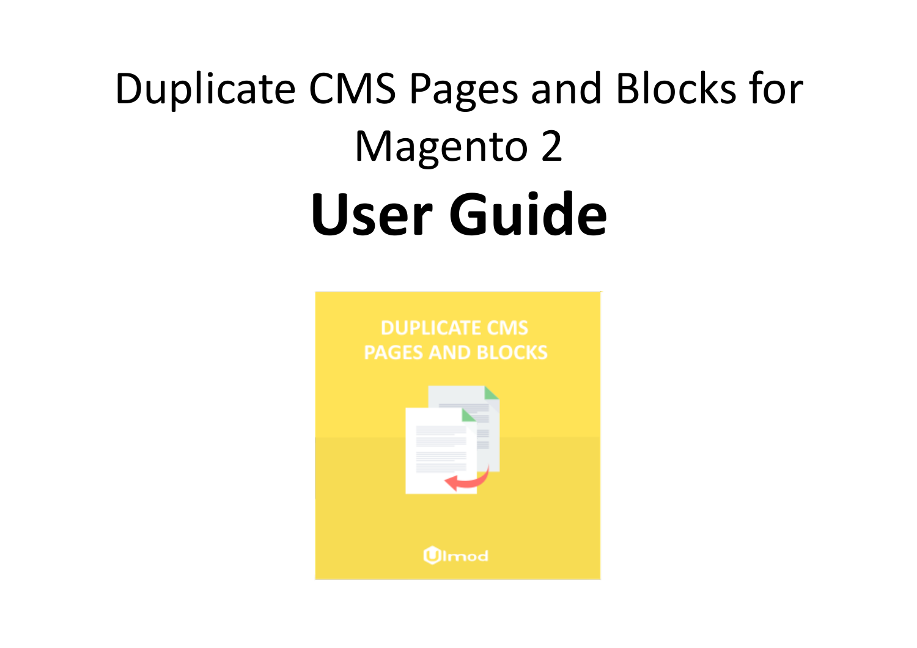# Duplicate CMS Pages and Blocks for Magento 2

# **User Guide**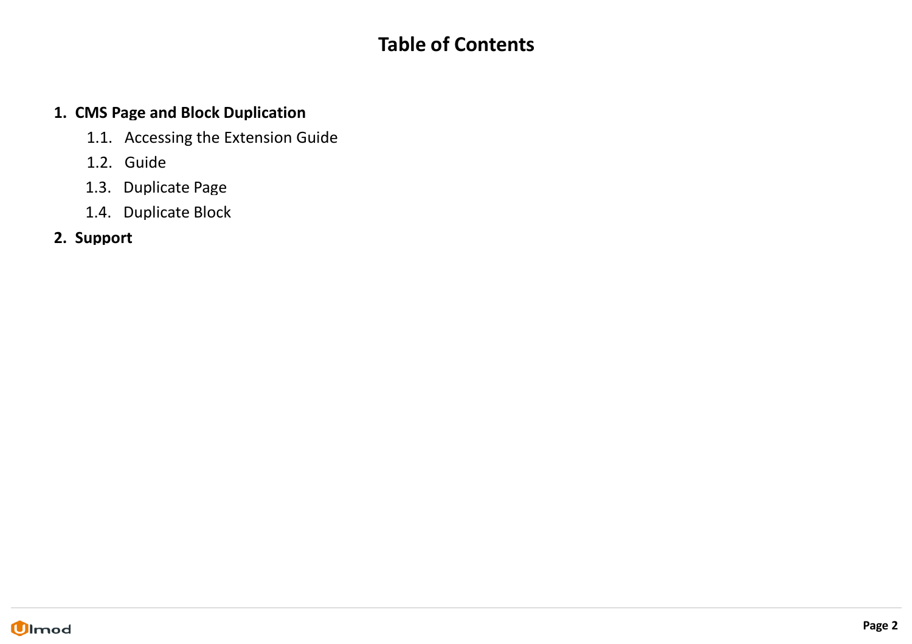# Table of Contents

1. **CMS Page and Block Duplication**
   1.1. Accessing the Extension Guide
   1.2. Guide
   1.3. Duplicate Page
   1.4. Duplicate Block
2. **Support**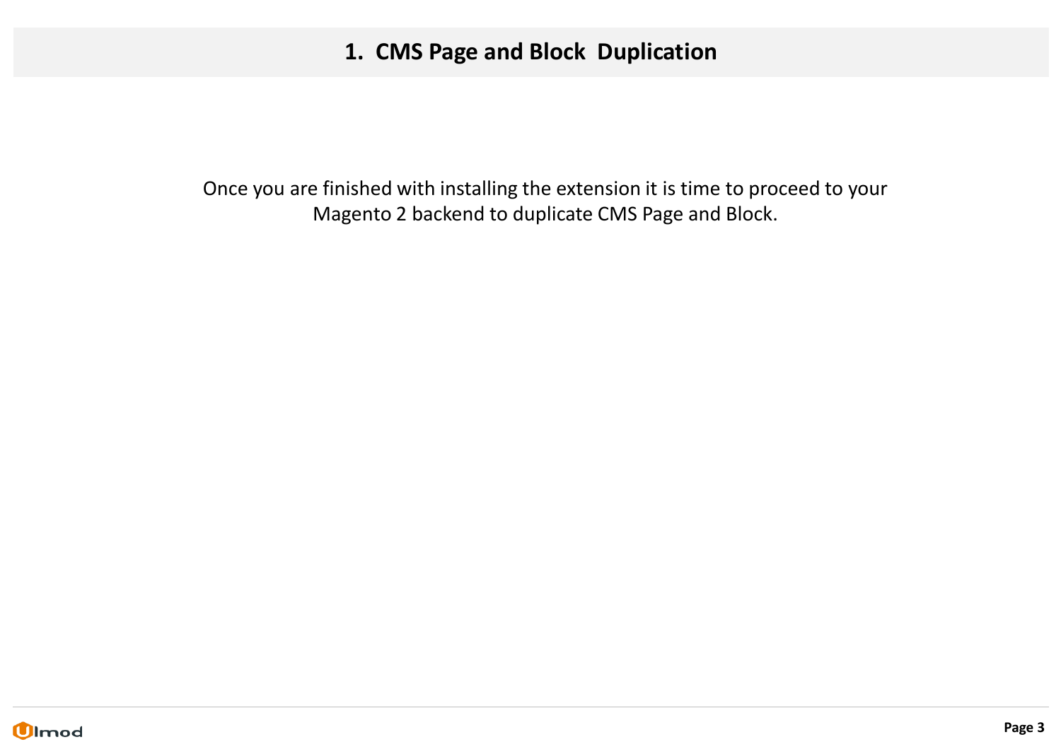# 1. CMS Page and Block Duplication

Once you are finished with installing the extension it is time to proceed to your Magento 2 backend to duplicate CMS Page and Block.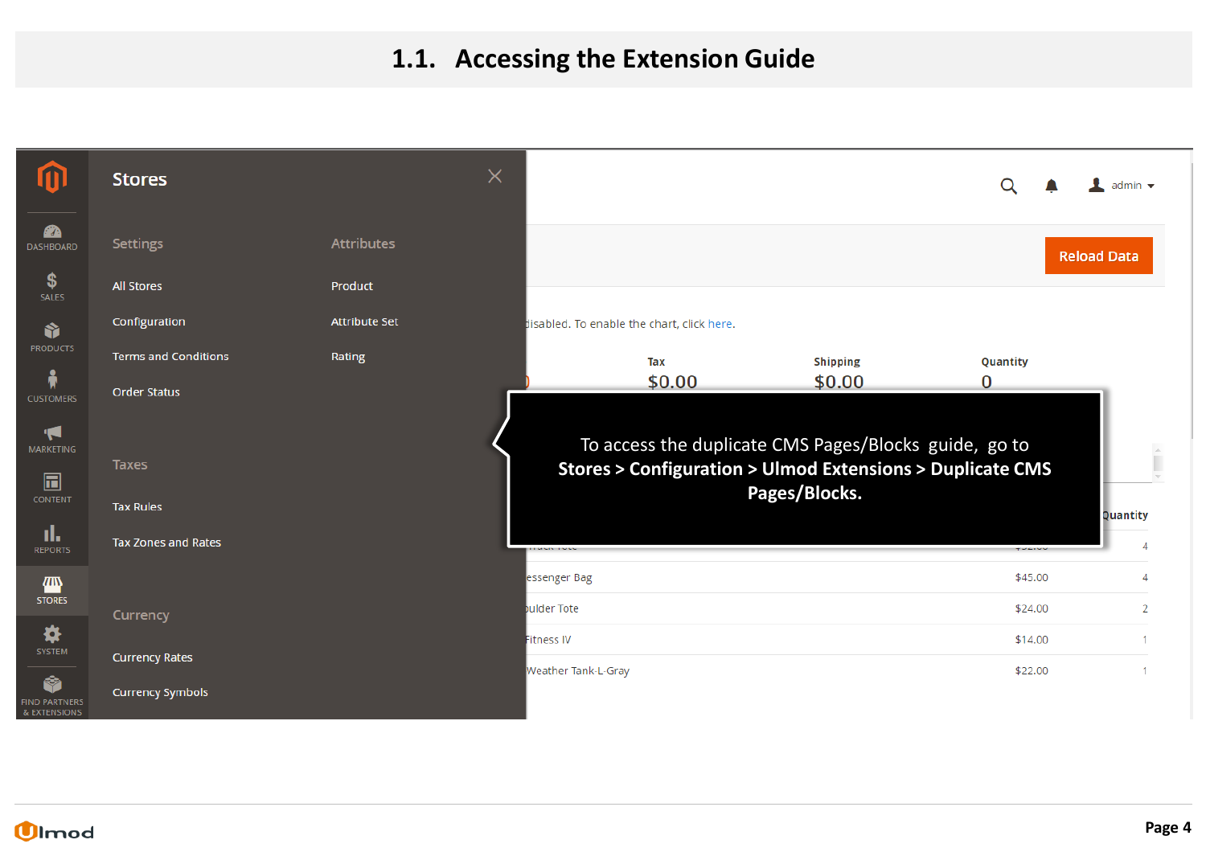## 1.1. Accessing the Extension Guide

To access the duplicate CMS Pages/Blocks guide, go to **Stores > Configuration > Ulmod Extensions > Duplicate CMS Pages/Blocks.**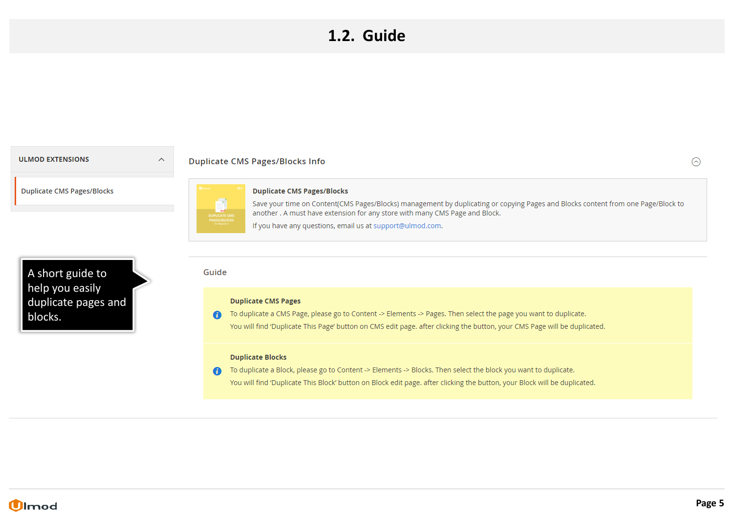# 1.2. Guide

ULMOD EXTENSIONS

Duplicate CMS Pages/Blocks

A short guide to help you easily duplicate pages and blocks.

## Duplicate CMS Pages/Blocks Info

**Duplicate CMS Pages/Blocks**

Save your time on Content(CMS Pages/Blocks) management by duplicating or copying Pages and Blocks content from one Page/Block to another . A must have extension for any store with many CMS Page and Block.

If you have any questions, email us at support@ulmod.com.

### Guide

**Duplicate CMS Pages**

To duplicate a CMS Page, please go to Content -> Elements -> Pages. Then select the page you want to duplicate.

You will find 'Duplicate This Page' button on CMS edit page. after clicking the button, your CMS Page will be duplicated.

**Duplicate Blocks**

To duplicate a Block, please go to Content -> Elements -> Blocks. Then select the block you want to duplicate.

You will find 'Duplicate This Block' button on Block edit page. after clicking the button, your Block will be duplicated.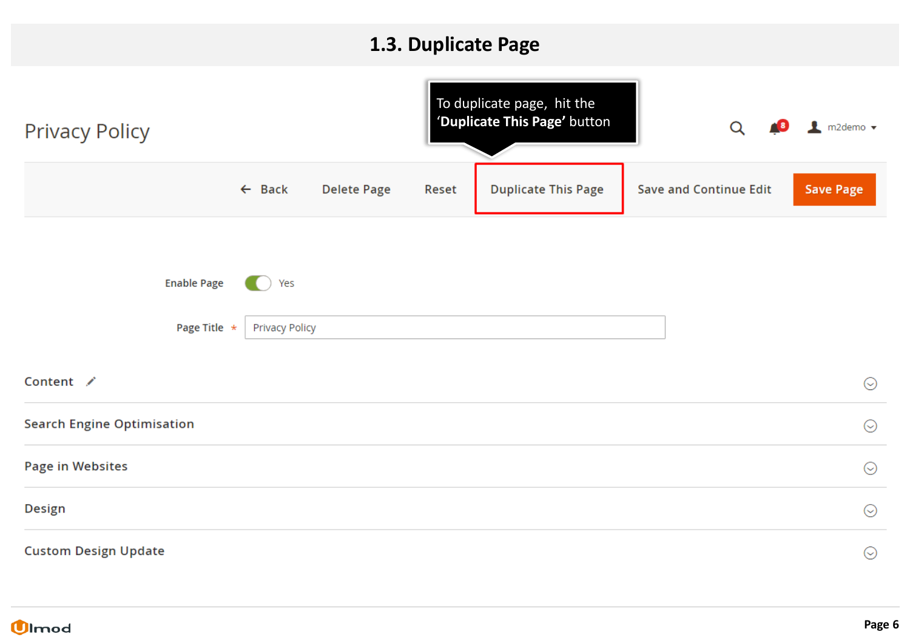## 1.3. Duplicate Page

To duplicate page, hit the **'Duplicate This Page'** button

Privacy Policy

m2demo

← Back | Delete Page | Reset | Duplicate This Page | Save and Continue Edit | Save Page

Enable Page: Yes

Page Title *: Privacy Policy

Content

Search Engine Optimisation

Page in Websites

Design

Custom Design Update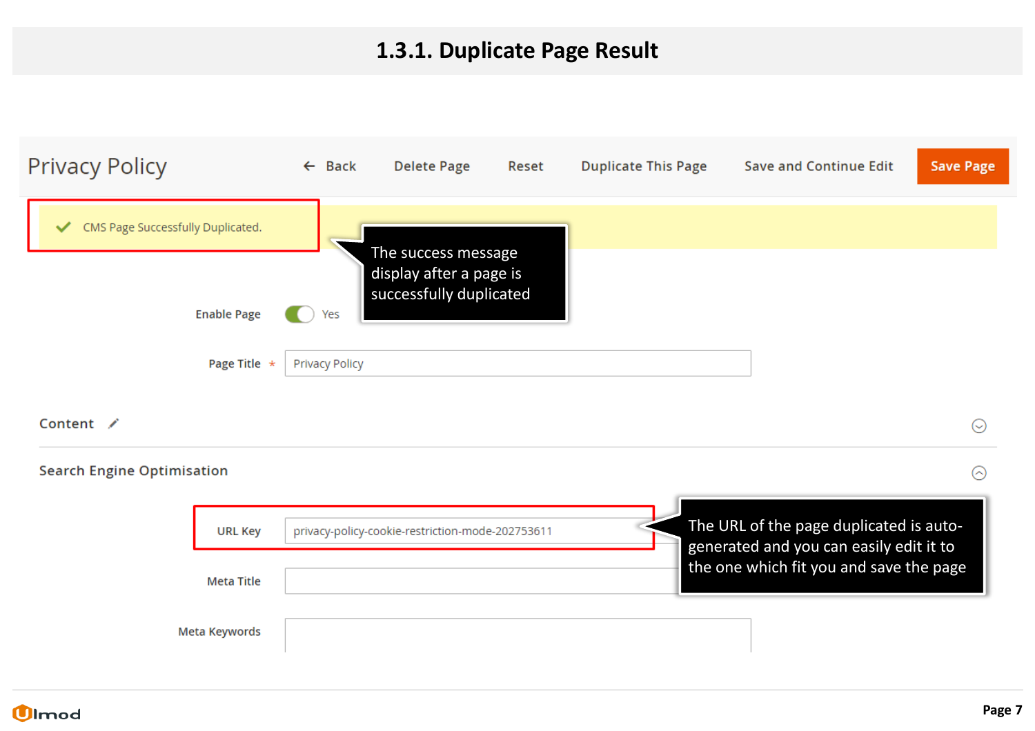## 1.3.1. Duplicate Page Result

Privacy Policy

← Back | Delete Page | Reset | Duplicate This Page | Save and Continue Edit | Save Page

CMS Page Successfully Duplicated.

The success message display after a page is successfully duplicated

Enable Page: Yes

Page Title *: Privacy Policy

Content

Search Engine Optimisation

URL Key: privacy-policy-cookie-restriction-mode-202753611

The URL of the page duplicated is auto-generated and you can easily edit it to the one which fit you and save the page

Meta Title

Meta Keywords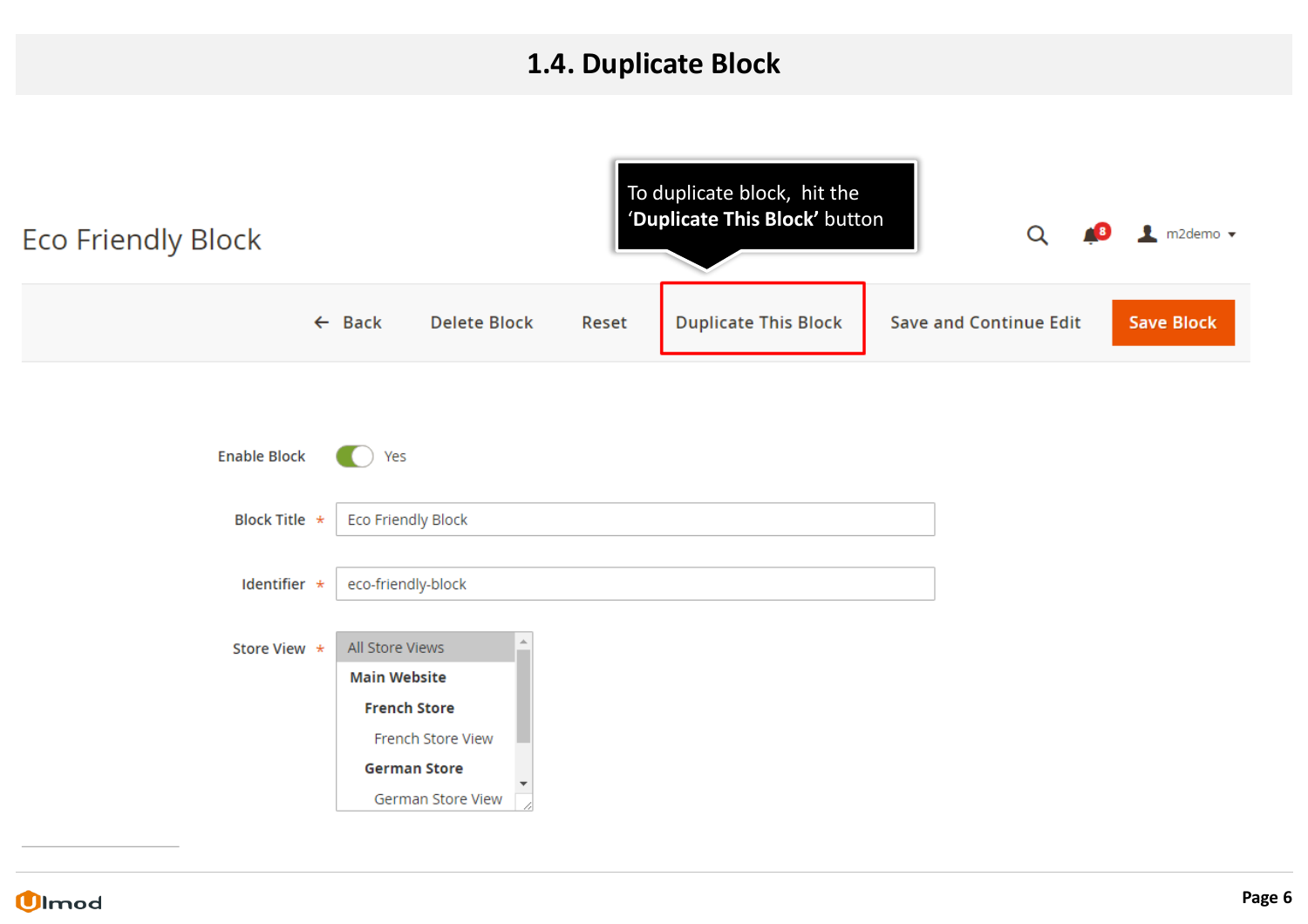# 1.4. Duplicate Block

Eco Friendly Block

To duplicate block, hit the '**Duplicate This Block**' button

← Back | Delete Block | Reset | Duplicate This Block | Save and Continue Edit | Save Block

Enable Block — Yes

Block Title * — Eco Friendly Block

Identifier * — eco-friendly-block

Store View * — All Store Views / **Main Website** / **French Store** / French Store View / **German Store** / German Store View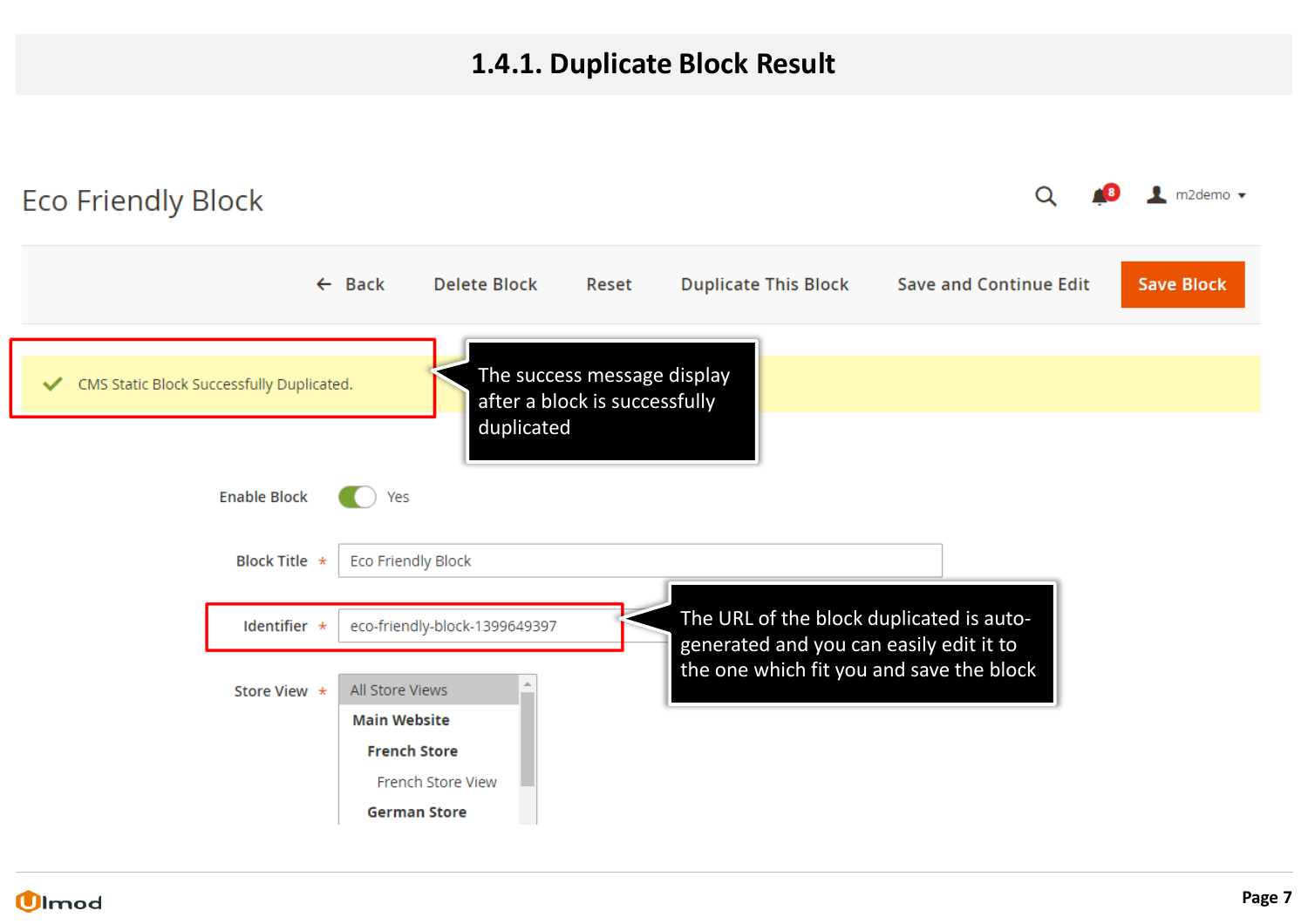# 1.4.1. Duplicate Block Result

Eco Friendly Block

m2demo

← Back | Delete Block | Reset | Duplicate This Block | Save and Continue Edit | Save Block

CMS Static Block Successfully Duplicated.

The success message display after a block is successfully duplicated

Enable Block: Yes

Block Title *: Eco Friendly Block

Identifier *: eco-friendly-block-1399649397

The URL of the block duplicated is auto-generated and you can easily edit it to the one which fit you and save the block

Store View *:
- All Store Views
- Main Website
- French Store
- French Store View
- German Store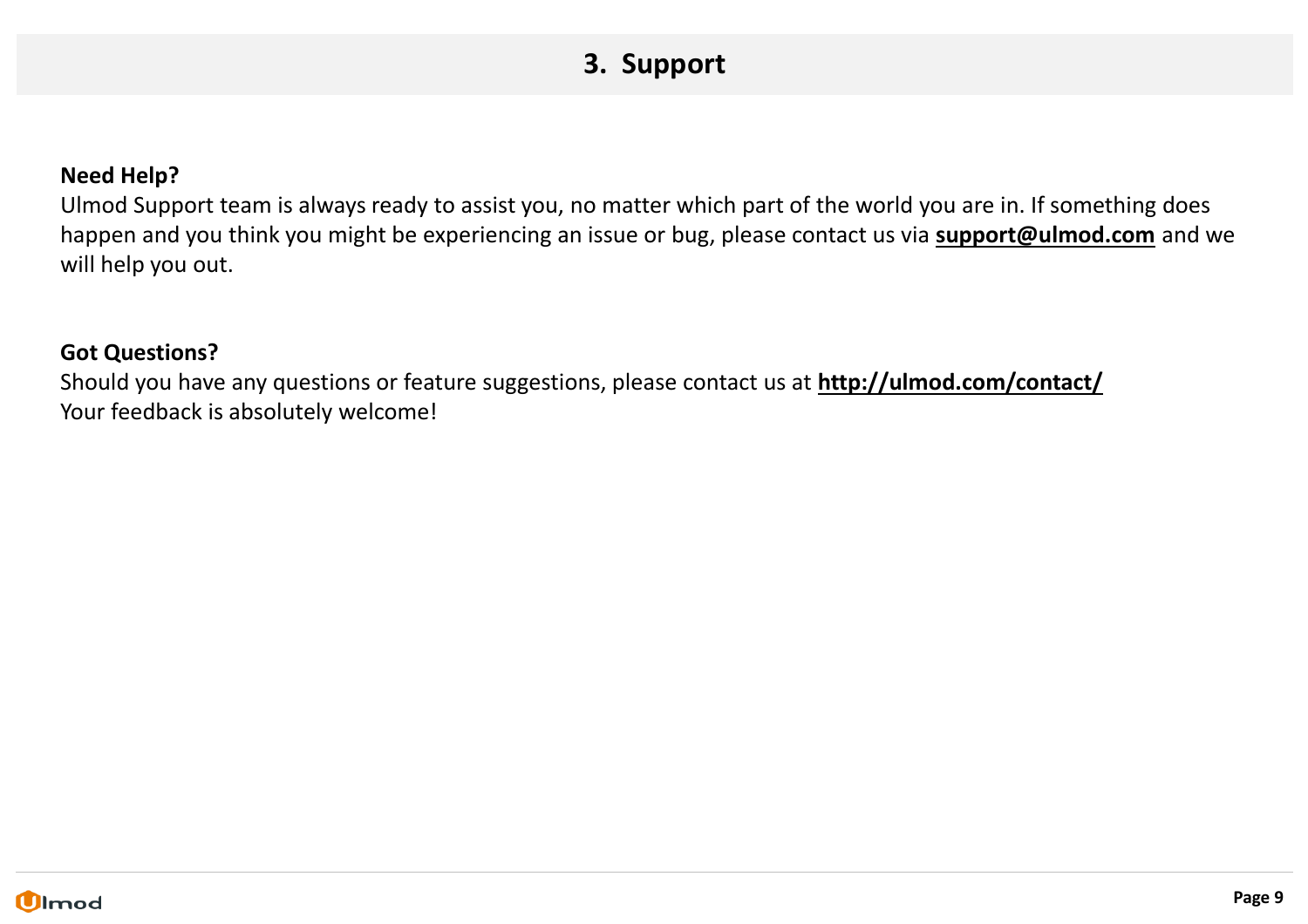# 3. Support

**Need Help?**

Ulmod Support team is always ready to assist you, no matter which part of the world you are in. If something does happen and you think you might be experiencing an issue or bug, please contact us via **support@ulmod.com** and we will help you out.

**Got Questions?**

Should you have any questions or feature suggestions, please contact us at **http://ulmod.com/contact/**
Your feedback is absolutely welcome!